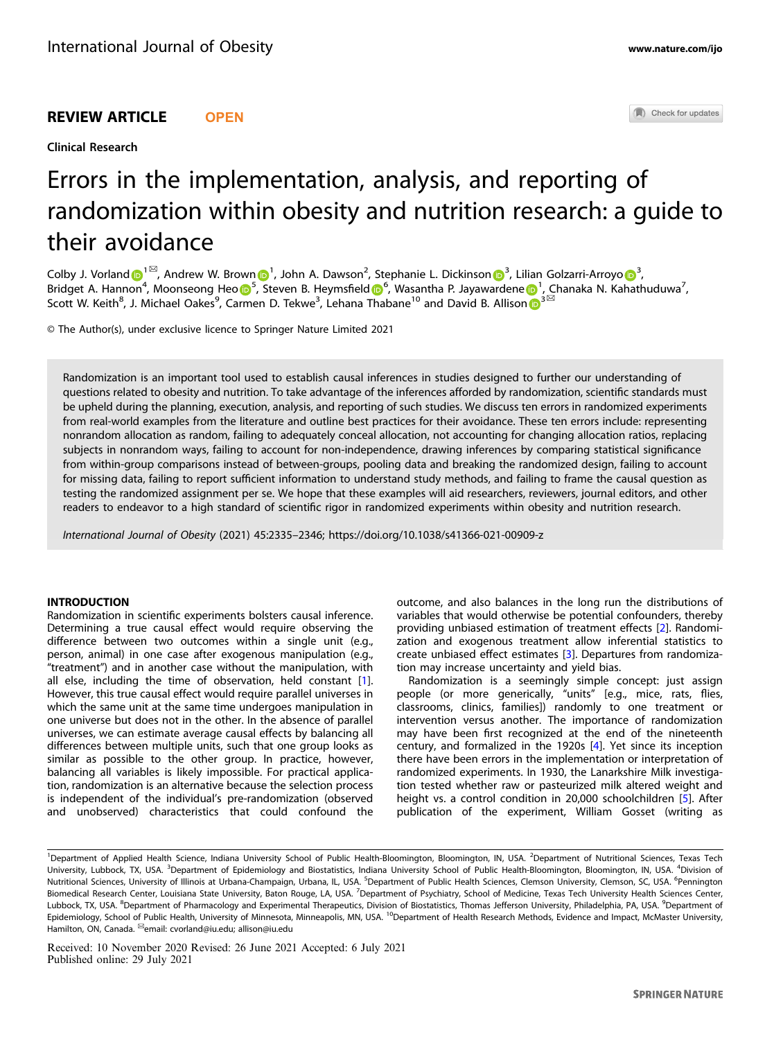REVIEW ARTICLE OPEN

Clinical Research

# Errors in the implementation, analysis, and reporting of randomization within obesity and nutrition research: a guide to their avoidance

Colby J. Vorland[1✉], Andrew W. Brown[1], John A. Dawson[2], Stephanie L. Dickinson[3], Lilian Golzarri-Arroyo[3], Bridget A. Hannon[4], Moonseong Heo[5], Steven B. Heymsfield[6], Wasantha P. Jayawardene[1], Chanaka N. Kahathuduwa[7], Scott W. Keith[8], J. Michael Oakes[9], Carmen D. Tekwe[3], Lehana Thabane[10] and David B. Allison[3✉]

© The Author(s), under exclusive licence to Springer Nature Limited 2021

Randomization is an important tool used to establish causal inferences in studies designed to further our understanding of questions related to obesity and nutrition. To take advantage of the inferences afforded by randomization, scientific standards must be upheld during the planning, execution, analysis, and reporting of such studies. We discuss ten errors in randomized experiments from real-world examples from the literature and outline best practices for their avoidance. These ten errors include: representing nonrandom allocation as random, failing to adequately conceal allocation, not accounting for changing allocation ratios, replacing subjects in nonrandom ways, failing to account for non-independence, drawing inferences by comparing statistical significance from within-group comparisons instead of between-groups, pooling data and breaking the randomized design, failing to account for missing data, failing to report sufficient information to understand study methods, and failing to frame the causal question as testing the randomized assignment per se. We hope that these examples will aid researchers, reviewers, journal editors, and other readers to endeavor to a high standard of scientific rigor in randomized experiments within obesity and nutrition research.

*International Journal of Obesity* (2021) 45:2335–2346; https://doi.org/10.1038/s41366-021-00909-z

## INTRODUCTION

Randomization in scientific experiments bolsters causal inference. Determining a true causal effect would require observing the difference between two outcomes within a single unit (e.g., person, animal) in one case after exogenous manipulation (e.g., "treatment") and in another case without the manipulation, with all else, including the time of observation, held constant [1]. However, this true causal effect would require parallel universes in which the same unit at the same time undergoes manipulation in one universe but does not in the other. In the absence of parallel universes, we can estimate average causal effects by balancing all differences between multiple units, such that one group looks as similar as possible to the other group. In practice, however, balancing all variables is likely impossible. For practical application, randomization is an alternative because the selection process is independent of the individual's pre-randomization (observed and unobserved) characteristics that could confound the outcome, and also balances in the long run the distributions of variables that would otherwise be potential confounders, thereby providing unbiased estimation of treatment effects [2]. Randomization and exogenous treatment allow inferential statistics to create unbiased effect estimates [3]. Departures from randomization may increase uncertainty and yield bias.

Randomization is a seemingly simple concept: just assign people (or more generically, "units" [e.g., mice, rats, flies, classrooms, clinics, families]) randomly to one treatment or intervention versus another. The importance of randomization may have been first recognized at the end of the nineteenth century, and formalized in the 1920s [4]. Yet since its inception there have been errors in the implementation or interpretation of randomized experiments. In 1930, the Lanarkshire Milk investigation tested whether raw or pasteurized milk altered weight and height vs. a control condition in 20,000 schoolchildren [5]. After publication of the experiment, William Gosset (writing as

[1]Department of Applied Health Science, Indiana University School of Public Health-Bloomington, Bloomington, IN, USA. [2]Department of Nutritional Sciences, Texas Tech University, Lubbock, TX, USA. [3]Department of Epidemiology and Biostatistics, Indiana University School of Public Health-Bloomington, Bloomington, IN, USA. [4]Division of Nutritional Sciences, University of Illinois at Urbana-Champaign, Urbana, IL, USA. [5]Department of Public Health Sciences, Clemson University, Clemson, SC, USA. [6]Pennington Biomedical Research Center, Louisiana State University, Baton Rouge, LA, USA. [7]Department of Psychiatry, School of Medicine, Texas Tech University Health Sciences Center, Lubbock, TX, USA. [8]Department of Pharmacology and Experimental Therapeutics, Division of Biostatistics, Thomas Jefferson University, Philadelphia, PA, USA. [9]Department of Epidemiology, School of Public Health, University of Minnesota, Minneapolis, MN, USA. [10]Department of Health Research Methods, Evidence and Impact, McMaster University, Hamilton, ON, Canada. ✉email: cvorland@iu.edu; allison@iu.edu

Received: 10 November 2020 Revised: 26 June 2021 Accepted: 6 July 2021
Published online: 29 July 2021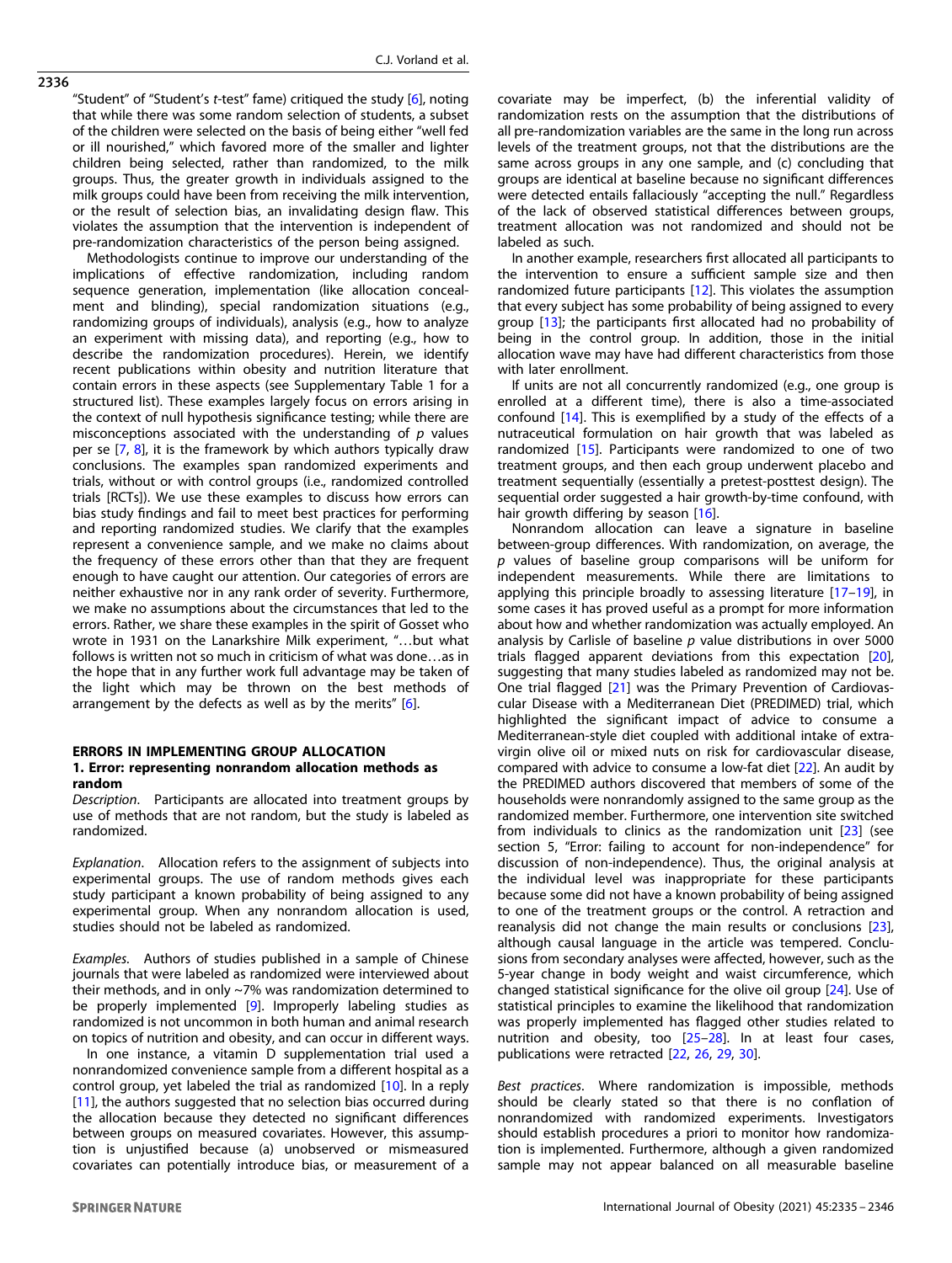"Student" of "Student's t-test" fame) critiqued the study [6], noting that while there was some random selection of students, a subset of the children were selected on the basis of being either "well fed or ill nourished," which favored more of the smaller and lighter children being selected, rather than randomized, to the milk groups. Thus, the greater growth in individuals assigned to the milk groups could have been from receiving the milk intervention, or the result of selection bias, an invalidating design flaw. This violates the assumption that the intervention is independent of pre-randomization characteristics of the person being assigned.

Methodologists continue to improve our understanding of the implications of effective randomization, including random sequence generation, implementation (like allocation concealment and blinding), special randomization situations (e.g., randomizing groups of individuals), analysis (e.g., how to analyze an experiment with missing data), and reporting (e.g., how to describe the randomization procedures). Herein, we identify recent publications within obesity and nutrition literature that contain errors in these aspects (see Supplementary Table 1 for a structured list). These examples largely focus on errors arising in the context of null hypothesis significance testing; while there are misconceptions associated with the understanding of $p$ values per se [7, 8], it is the framework by which authors typically draw conclusions. The examples span randomized experiments and trials, without or with control groups (i.e., randomized controlled trials [RCTs]). We use these examples to discuss how errors can bias study findings and fail to meet best practices for performing and reporting randomized studies. We clarify that the examples represent a convenience sample, and we make no claims about the frequency of these errors other than that they are frequent enough to have caught our attention. Our categories of errors are neither exhaustive nor in any rank order of severity. Furthermore, we make no assumptions about the circumstances that led to the errors. Rather, we share these examples in the spirit of Gosset who wrote in 1931 on the Lanarkshire Milk experiment, "…but what follows is written not so much in criticism of what was done…as in the hope that in any further work full advantage may be taken of the light which may be thrown on the best methods of arrangement by the defects as well as by the merits" [6].

## ERRORS IN IMPLEMENTING GROUP ALLOCATION

### 1. Error: representing nonrandom allocation methods as random

*Description*. Participants are allocated into treatment groups by use of methods that are not random, but the study is labeled as randomized.

*Explanation*. Allocation refers to the assignment of subjects into experimental groups. The use of random methods gives each study participant a known probability of being assigned to any experimental group. When any nonrandom allocation is used, studies should not be labeled as randomized.

*Examples*. Authors of studies published in a sample of Chinese journals that were labeled as randomized were interviewed about their methods, and in only ~7% was randomization determined to be properly implemented [9]. Improperly labeling studies as randomized is not uncommon in both human and animal research on topics of nutrition and obesity, and can occur in different ways.

In one instance, a vitamin D supplementation trial used a nonrandomized convenience sample from a different hospital as a control group, yet labeled the trial as randomized [10]. In a reply [11], the authors suggested that no selection bias occurred during the allocation because they detected no significant differences between groups on measured covariates. However, this assumption is unjustified because (a) unobserved or mismeasured covariates can potentially introduce bias, or measurement of a covariate may be imperfect, (b) the inferential validity of randomization rests on the assumption that the distributions of all pre-randomization variables are the same in the long run across levels of the treatment groups, not that the distributions are the same across groups in any one sample, and (c) concluding that groups are identical at baseline because no significant differences were detected entails fallaciously "accepting the null." Regardless of the lack of observed statistical differences between groups, treatment allocation was not randomized and should not be labeled as such.

In another example, researchers first allocated all participants to the intervention to ensure a sufficient sample size and then randomized future participants [12]. This violates the assumption that every subject has some probability of being assigned to every group [13]; the participants first allocated had no probability of being in the control group. In addition, those in the initial allocation wave may have had different characteristics from those with later enrollment.

If units are not all concurrently randomized (e.g., one group is enrolled at a different time), there is also a time-associated confound [14]. This is exemplified by a study of the effects of a nutraceutical formulation on hair growth that was labeled as randomized [15]. Participants were randomized to one of two treatment groups, and then each group underwent placebo and treatment sequentially (essentially a pretest-posttest design). The sequential order suggested a hair growth-by-time confound, with hair growth differing by season [16].

Nonrandom allocation can leave a signature in baseline between-group differences. With randomization, on average, the $p$ values of baseline group comparisons will be uniform for independent measurements. While there are limitations to applying this principle broadly to assessing literature [17–19], in some cases it has proved useful as a prompt for more information about how and whether randomization was actually employed. An analysis by Carlisle of baseline $p$ value distributions in over 5000 trials flagged apparent deviations from this expectation [20], suggesting that many studies labeled as randomized may not be. One trial flagged [21] was the Primary Prevention of Cardiovascular Disease with a Mediterranean Diet (PREDIMED) trial, which highlighted the significant impact of advice to consume a Mediterranean-style diet coupled with additional intake of extra-virgin olive oil or mixed nuts on risk for cardiovascular disease, compared with advice to consume a low-fat diet [22]. An audit by the PREDIMED authors discovered that members of some of the households were nonrandomly assigned to the same group as the randomized member. Furthermore, one intervention site switched from individuals to clinics as the randomization unit [23] (see section 5, "Error: failing to account for non-independence" for discussion of non-independence). Thus, the original analysis at the individual level was inappropriate for these participants because some did not have a known probability of being assigned to one of the treatment groups or the control. A retraction and reanalysis did not change the main results or conclusions [23], although causal language in the article was tempered. Conclusions from secondary analyses were affected, however, such as the 5-year change in body weight and waist circumference, which changed statistical significance for the olive oil group [24]. Use of statistical principles to examine the likelihood that randomization was properly implemented has flagged other studies related to nutrition and obesity, too [25–28]. In at least four cases, publications were retracted [22, 26, 29, 30].

*Best practices*. Where randomization is impossible, methods should be clearly stated so that there is no conflation of nonrandomized with randomized experiments. Investigators should establish procedures a priori to monitor how randomization is implemented. Furthermore, although a given randomized sample may not appear balanced on all measurable baseline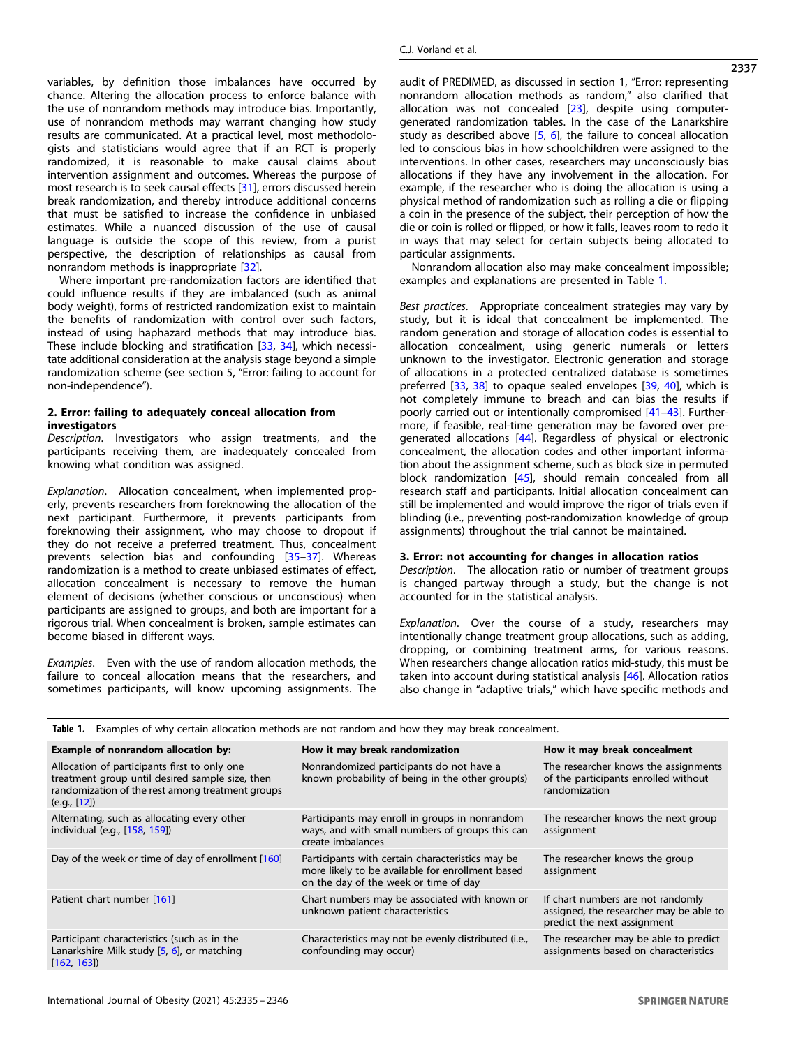variables, by definition those imbalances have occurred by chance. Altering the allocation process to enforce balance with the use of nonrandom methods may introduce bias. Importantly, use of nonrandom methods may warrant changing how study results are communicated. At a practical level, most methodologists and statisticians would agree that if an RCT is properly randomized, it is reasonable to make causal claims about intervention assignment and outcomes. Whereas the purpose of most research is to seek causal effects [31], errors discussed herein break randomization, and thereby introduce additional concerns that must be satisfied to increase the confidence in unbiased estimates. While a nuanced discussion of the use of causal language is outside the scope of this review, from a purist perspective, the description of relationships as causal from nonrandom methods is inappropriate [32].

Where important pre-randomization factors are identified that could influence results if they are imbalanced (such as animal body weight), forms of restricted randomization exist to maintain the benefits of randomization with control over such factors, instead of using haphazard methods that may introduce bias. These include blocking and stratification [33, 34], which necessitate additional consideration at the analysis stage beyond a simple randomization scheme (see section 5, "Error: failing to account for non-independence").

## 2. Error: failing to adequately conceal allocation from investigators

*Description*. Investigators who assign treatments, and the participants receiving them, are inadequately concealed from knowing what condition was assigned.

*Explanation*. Allocation concealment, when implemented properly, prevents researchers from foreknowing the allocation of the next participant. Furthermore, it prevents participants from foreknowing their assignment, who may choose to dropout if they do not receive a preferred treatment. Thus, concealment prevents selection bias and confounding [35–37]. Whereas randomization is a method to create unbiased estimates of effect, allocation concealment is necessary to remove the human element of decisions (whether conscious or unconscious) when participants are assigned to groups, and both are important for a rigorous trial. When concealment is broken, sample estimates can become biased in different ways.

*Examples*. Even with the use of random allocation methods, the failure to conceal allocation means that the researchers, and sometimes participants, will know upcoming assignments. The audit of PREDIMED, as discussed in section 1, "Error: representing nonrandom allocation methods as random," also clarified that allocation was not concealed [23], despite using computer-generated randomization tables. In the case of the Lanarkshire study as described above [5, 6], the failure to conceal allocation led to conscious bias in how schoolchildren were assigned to the interventions. In other cases, researchers may unconsciously bias allocations if they have any involvement in the allocation. For example, if the researcher who is doing the allocation is using a physical method of randomization such as rolling a die or flipping a coin in the presence of the subject, their perception of how the die or coin is rolled or flipped, or how it falls, leaves room to redo it in ways that may select for certain subjects being allocated to particular assignments.

Nonrandom allocation also may make concealment impossible; examples and explanations are presented in Table 1.

*Best practices*. Appropriate concealment strategies may vary by study, but it is ideal that concealment be implemented. The random generation and storage of allocation codes is essential to allocation concealment, using generic numerals or letters unknown to the investigator. Electronic generation and storage of allocations in a protected centralized database is sometimes preferred [33, 38] to opaque sealed envelopes [39, 40], which is not completely immune to breach and can bias the results if poorly carried out or intentionally compromised [41–43]. Furthermore, if feasible, real-time generation may be favored over pre-generated allocations [44]. Regardless of physical or electronic concealment, the allocation codes and other important information about the assignment scheme, such as block size in permuted block randomization [45], should remain concealed from all research staff and participants. Initial allocation concealment can still be implemented and would improve the rigor of trials even if blinding (i.e., preventing post-randomization knowledge of group assignments) throughout the trial cannot be maintained.

## 3. Error: not accounting for changes in allocation ratios

*Description*. The allocation ratio or number of treatment groups is changed partway through a study, but the change is not accounted for in the statistical analysis.

*Explanation*. Over the course of a study, researchers may intentionally change treatment group allocations, such as adding, dropping, or combining treatment arms, for various reasons. When researchers change allocation ratios mid-study, this must be taken into account during statistical analysis [46]. Allocation ratios also change in "adaptive trials," which have specific methods and

**Table 1.** Examples of why certain allocation methods are not random and how they may break concealment.

| Example of nonrandom allocation by: | How it may break randomization | How it may break concealment |
|---|---|---|
| Allocation of participants first to only one treatment group until desired sample size, then randomization of the rest among treatment groups (e.g., [12]) | Nonrandomized participants do not have a known probability of being in the other group(s) | The researcher knows the assignments of the participants enrolled without randomization |
| Alternating, such as allocating every other individual (e.g., [158, 159]) | Participants may enroll in groups in nonrandom ways, and with small numbers of groups this can create imbalances | The researcher knows the next group assignment |
| Day of the week or time of day of enrollment [160] | Participants with certain characteristics may be more likely to be available for enrollment based on the day of the week or time of day | The researcher knows the group assignment |
| Patient chart number [161] | Chart numbers may be associated with known or unknown patient characteristics | If chart numbers are not randomly assigned, the researcher may be able to predict the next assignment |
| Participant characteristics (such as in the Lanarkshire Milk study [5, 6], or matching [162, 163]) | Characteristics may not be evenly distributed (i.e., confounding may occur) | The researcher may be able to predict assignments based on characteristics |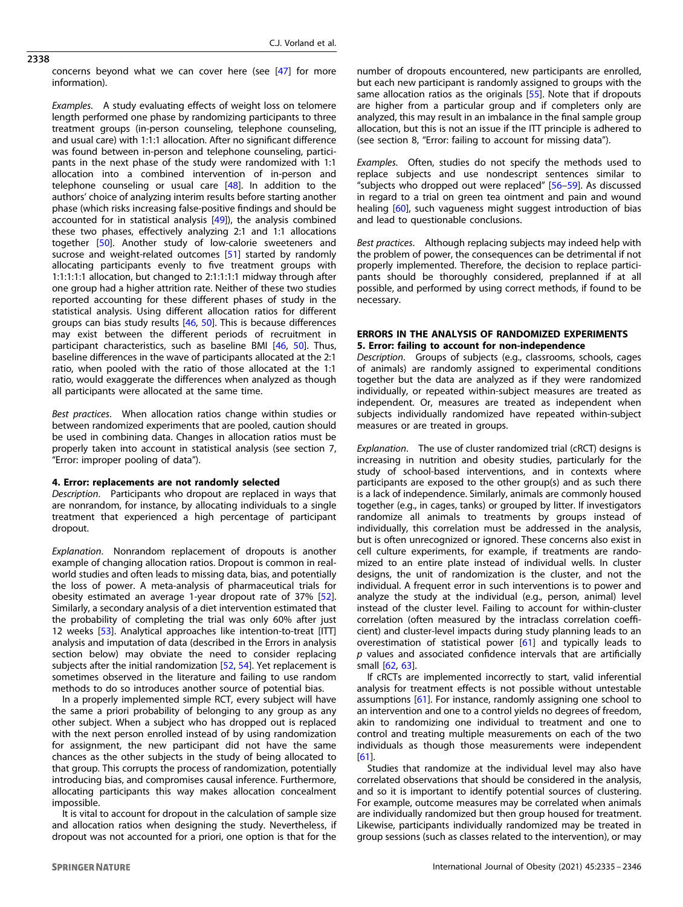concerns beyond what we can cover here (see [47] for more information).

*Examples*. A study evaluating effects of weight loss on telomere length performed one phase by randomizing participants to three treatment groups (in-person counseling, telephone counseling, and usual care) with 1:1:1 allocation. After no significant difference was found between in-person and telephone counseling, participants in the next phase of the study were randomized with 1:1 allocation into a combined intervention of in-person and telephone counseling or usual care [48]. In addition to the authors' choice of analyzing interim results before starting another phase (which risks increasing false-positive findings and should be accounted for in statistical analysis [49]), the analysis combined these two phases, effectively analyzing 2:1 and 1:1 allocations together [50]. Another study of low-calorie sweeteners and sucrose and weight-related outcomes [51] started by randomly allocating participants evenly to five treatment groups with 1:1:1:1:1 allocation, but changed to 2:1:1:1:1 midway through after one group had a higher attrition rate. Neither of these two studies reported accounting for these different phases of study in the statistical analysis. Using different allocation ratios for different groups can bias study results [46, 50]. This is because differences may exist between the different periods of recruitment in participant characteristics, such as baseline BMI [46, 50]. Thus, baseline differences in the wave of participants allocated at the 2:1 ratio, when pooled with the ratio of those allocated at the 1:1 ratio, would exaggerate the differences when analyzed as though all participants were allocated at the same time.

*Best practices*. When allocation ratios change within studies or between randomized experiments that are pooled, caution should be used in combining data. Changes in allocation ratios must be properly taken into account in statistical analysis (see section 7, "Error: improper pooling of data").

#### 4. Error: replacements are not randomly selected

*Description*. Participants who dropout are replaced in ways that are nonrandom, for instance, by allocating individuals to a single treatment that experienced a high percentage of participant dropout.

*Explanation*. Nonrandom replacement of dropouts is another example of changing allocation ratios. Dropout is common in real-world studies and often leads to missing data, bias, and potentially the loss of power. A meta-analysis of pharmaceutical trials for obesity estimated an average 1-year dropout rate of 37% [52]. Similarly, a secondary analysis of a diet intervention estimated that the probability of completing the trial was only 60% after just 12 weeks [53]. Analytical approaches like intention-to-treat [ITT] analysis and imputation of data (described in the Errors in analysis section below) may obviate the need to consider replacing subjects after the initial randomization [52, 54]. Yet replacement is sometimes observed in the literature and failing to use random methods to do so introduces another source of potential bias.

In a properly implemented simple RCT, every subject will have the same a priori probability of belonging to any group as any other subject. When a subject who has dropped out is replaced with the next person enrolled instead of by using randomization for assignment, the new participant did not have the same chances as the other subjects in the study of being allocated to that group. This corrupts the process of randomization, potentially introducing bias, and compromises causal inference. Furthermore, allocating participants this way makes allocation concealment impossible.

It is vital to account for dropout in the calculation of sample size and allocation ratios when designing the study. Nevertheless, if dropout was not accounted for a priori, one option is that for the number of dropouts encountered, new participants are enrolled, but each new participant is randomly assigned to groups with the same allocation ratios as the originals [55]. Note that if dropouts are higher from a particular group and if completers only are analyzed, this may result in an imbalance in the final sample group allocation, but this is not an issue if the ITT principle is adhered to (see section 8, "Error: failing to account for missing data").

*Examples*. Often, studies do not specify the methods used to replace subjects and use nondescript sentences similar to "subjects who dropped out were replaced" [56–59]. As discussed in regard to a trial on green tea ointment and pain and wound healing [60], such vagueness might suggest introduction of bias and lead to questionable conclusions.

*Best practices*. Although replacing subjects may indeed help with the problem of power, the consequences can be detrimental if not properly implemented. Therefore, the decision to replace participants should be thoroughly considered, preplanned if at all possible, and performed by using correct methods, if found to be necessary.

### ERRORS IN THE ANALYSIS OF RANDOMIZED EXPERIMENTS

#### 5. Error: failing to account for non-independence

*Description*. Groups of subjects (e.g., classrooms, schools, cages of animals) are randomly assigned to experimental conditions together but the data are analyzed as if they were randomized individually, or repeated within-subject measures are treated as independent. Or, measures are treated as independent when subjects individually randomized have repeated within-subject measures or are treated in groups.

*Explanation*. The use of cluster randomized trial (cRCT) designs is increasing in nutrition and obesity studies, particularly for the study of school-based interventions, and in contexts where participants are exposed to the other group(s) and as such there is a lack of independence. Similarly, animals are commonly housed together (e.g., in cages, tanks) or grouped by litter. If investigators randomize all animals to treatments by groups instead of individually, this correlation must be addressed in the analysis, but is often unrecognized or ignored. These concerns also exist in cell culture experiments, for example, if treatments are randomized to an entire plate instead of individual wells. In cluster designs, the unit of randomization is the cluster, and not the individual. A frequent error in such interventions is to power and analyze the study at the individual (e.g., person, animal) level instead of the cluster level. Failing to account for within-cluster correlation (often measured by the intraclass correlation coefficient) and cluster-level impacts during study planning leads to an overestimation of statistical power [61] and typically leads to $p$ values and associated confidence intervals that are artificially small [62, 63].

If cRCTs are implemented incorrectly to start, valid inferential analysis for treatment effects is not possible without untestable assumptions [61]. For instance, randomly assigning one school to an intervention and one to a control yields no degrees of freedom, akin to randomizing one individual to treatment and one to control and treating multiple measurements on each of the two individuals as though those measurements were independent [61].

Studies that randomize at the individual level may also have correlated observations that should be considered in the analysis, and so it is important to identify potential sources of clustering. For example, outcome measures may be correlated when animals are individually randomized but then group housed for treatment. Likewise, participants individually randomized may be treated in group sessions (such as classes related to the intervention), or may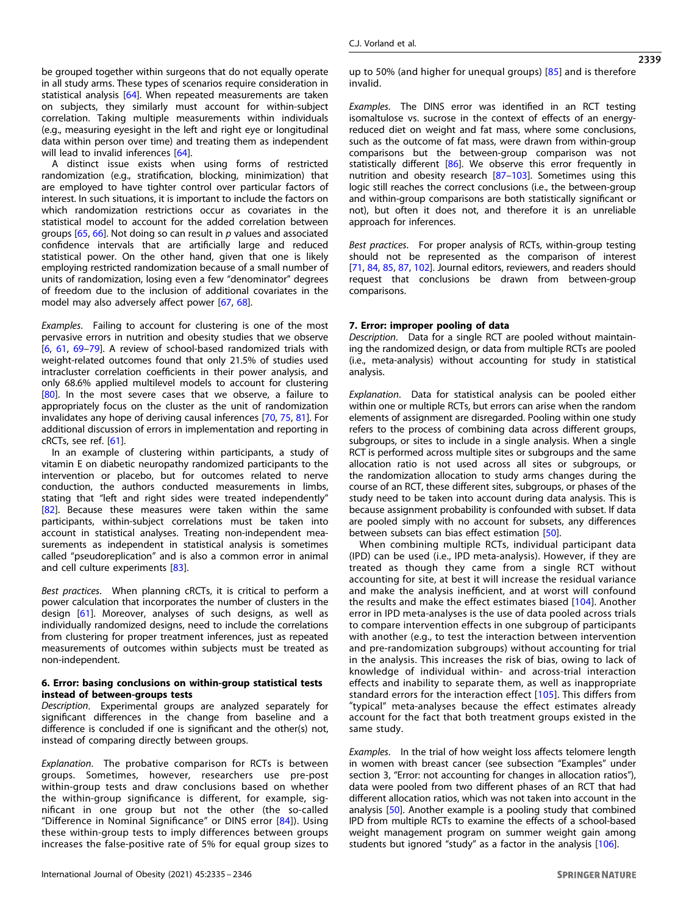be grouped together within surgeons that do not equally operate in all study arms. These types of scenarios require consideration in statistical analysis [64]. When repeated measurements are taken on subjects, they similarly must account for within-subject correlation. Taking multiple measurements within individuals (e.g., measuring eyesight in the left and right eye or longitudinal data within person over time) and treating them as independent will lead to invalid inferences [64].

A distinct issue exists when using forms of restricted randomization (e.g., stratification, blocking, minimization) that are employed to have tighter control over particular factors of interest. In such situations, it is important to include the factors on which randomization restrictions occur as covariates in the statistical model to account for the added correlation between groups [65, 66]. Not doing so can result in $p$ values and associated confidence intervals that are artificially large and reduced statistical power. On the other hand, given that one is likely employing restricted randomization because of a small number of units of randomization, losing even a few "denominator" degrees of freedom due to the inclusion of additional covariates in the model may also adversely affect power [67, 68].

*Examples*. Failing to account for clustering is one of the most pervasive errors in nutrition and obesity studies that we observe [6, 61, 69–79]. A review of school-based randomized trials with weight-related outcomes found that only 21.5% of studies used intracluster correlation coefficients in their power analysis, and only 68.6% applied multilevel models to account for clustering [80]. In the most severe cases that we observe, a failure to appropriately focus on the cluster as the unit of randomization invalidates any hope of deriving causal inferences [70, 75, 81]. For additional discussion of errors in implementation and reporting in cRCTs, see ref. [61].

In an example of clustering within participants, a study of vitamin E on diabetic neuropathy randomized participants to the intervention or placebo, but for outcomes related to nerve conduction, the authors conducted measurements in limbs, stating that "left and right sides were treated independently" [82]. Because these measures were taken within the same participants, within-subject correlations must be taken into account in statistical analyses. Treating non-independent measurements as independent in statistical analysis is sometimes called "pseudoreplication" and is also a common error in animal and cell culture experiments [83].

*Best practices*. When planning cRCTs, it is critical to perform a power calculation that incorporates the number of clusters in the design [61]. Moreover, analyses of such designs, as well as individually randomized designs, need to include the correlations from clustering for proper treatment inferences, just as repeated measurements of outcomes within subjects must be treated as non-independent.

### 6. Error: basing conclusions on within-group statistical tests instead of between-groups tests

*Description*. Experimental groups are analyzed separately for significant differences in the change from baseline and a difference is concluded if one is significant and the other(s) not, instead of comparing directly between groups.

*Explanation*. The probative comparison for RCTs is between groups. Sometimes, however, researchers use pre-post within-group tests and draw conclusions based on whether the within-group significance is different, for example, significant in one group but not the other (the so-called "Difference in Nominal Significance" or DINS error [84]). Using these within-group tests to imply differences between groups increases the false-positive rate of 5% for equal group sizes to up to 50% (and higher for unequal groups) [85] and is therefore invalid.

*Examples*. The DINS error was identified in an RCT testing isomaltulose vs. sucrose in the context of effects of an energy-reduced diet on weight and fat mass, where some conclusions, such as the outcome of fat mass, were drawn from within-group comparisons but the between-group comparison was not statistically different [86]. We observe this error frequently in nutrition and obesity research [87–103]. Sometimes using this logic still reaches the correct conclusions (i.e., the between-group and within-group comparisons are both statistically significant or not), but often it does not, and therefore it is an unreliable approach for inferences.

*Best practices*. For proper analysis of RCTs, within-group testing should not be represented as the comparison of interest [71, 84, 85, 87, 102]. Journal editors, reviewers, and readers should request that conclusions be drawn from between-group comparisons.

### 7. Error: improper pooling of data

*Description*. Data for a single RCT are pooled without maintaining the randomized design, or data from multiple RCTs are pooled (i.e., meta-analysis) without accounting for study in statistical analysis.

*Explanation*. Data for statistical analysis can be pooled either within one or multiple RCTs, but errors can arise when the random elements of assignment are disregarded. Pooling within one study refers to the process of combining data across different groups, subgroups, or sites to include in a single analysis. When a single RCT is performed across multiple sites or subgroups and the same allocation ratio is not used across all sites or subgroups, or the randomization allocation to study arms changes during the course of an RCT, these different sites, subgroups, or phases of the study need to be taken into account during data analysis. This is because assignment probability is confounded with subset. If data are pooled simply with no account for subsets, any differences between subsets can bias effect estimation [50].

When combining multiple RCTs, individual participant data (IPD) can be used (i.e., IPD meta-analysis). However, if they are treated as though they came from a single RCT without accounting for site, at best it will increase the residual variance and make the analysis inefficient, and at worst will confound the results and make the effect estimates biased [104]. Another error in IPD meta-analyses is the use of data pooled across trials to compare intervention effects in one subgroup of participants with another (e.g., to test the interaction between intervention and pre-randomization subgroups) without accounting for trial in the analysis. This increases the risk of bias, owing to lack of knowledge of individual within- and across-trial interaction effects and inability to separate them, as well as inappropriate standard errors for the interaction effect [105]. This differs from "typical" meta-analyses because the effect estimates already account for the fact that both treatment groups existed in the same study.

*Examples*. In the trial of how weight loss affects telomere length in women with breast cancer (see subsection "Examples" under section 3, "Error: not accounting for changes in allocation ratios"), data were pooled from two different phases of an RCT that had different allocation ratios, which was not taken into account in the analysis [50]. Another example is a pooling study that combined IPD from multiple RCTs to examine the effects of a school-based weight management program on summer weight gain among students but ignored "study" as a factor in the analysis [106].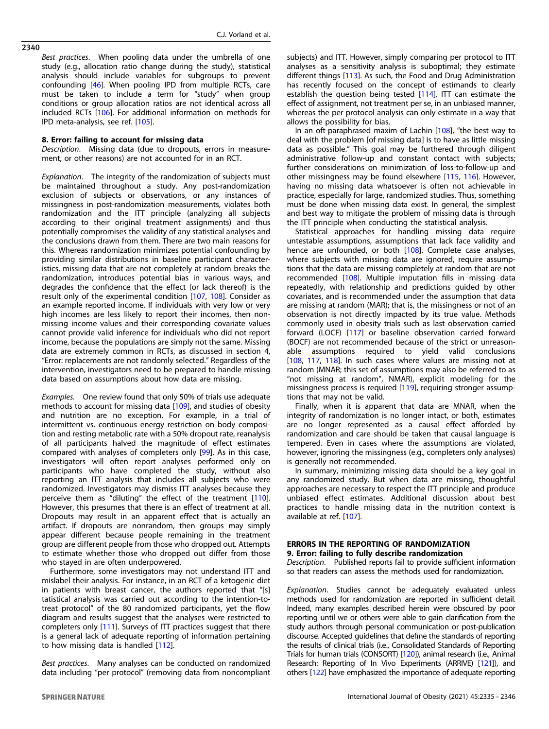*Best practices*. When pooling data under the umbrella of one study (e.g., allocation ratio change during the study), statistical analysis should include variables for subgroups to prevent confounding [46]. When pooling IPD from multiple RCTs, care must be taken to include a term for "study" when group conditions or group allocation ratios are not identical across all included RCTs [106]. For additional information on methods for IPD meta-analysis, see ref. [105].

#### 8. Error: failing to account for missing data

*Description*. Missing data (due to dropouts, errors in measurement, or other reasons) are not accounted for in an RCT.

*Explanation*. The integrity of the randomization of subjects must be maintained throughout a study. Any post-randomization exclusion of subjects or observations, or any instances of missingness in post-randomization measurements, violates both randomization and the ITT principle (analyzing all subjects according to their original treatment assignments) and thus potentially compromises the validity of any statistical analyses and the conclusions drawn from them. There are two main reasons for this. Whereas randomization minimizes potential confounding by providing similar distributions in baseline participant characteristics, missing data that are not completely at random breaks the randomization, introduces potential bias in various ways, and degrades the confidence that the effect (or lack thereof) is the result only of the experimental condition [107, 108]. Consider as an example reported income. If individuals with very low or very high incomes are less likely to report their incomes, then nonmissing income values and their corresponding covariate values cannot provide valid inference for individuals who did not report income, because the populations are simply not the same. Missing data are extremely common in RCTs, as discussed in section 4, "Error: replacements are not randomly selected." Regardless of the intervention, investigators need to be prepared to handle missing data based on assumptions about how data are missing.

*Examples*. One review found that only 50% of trials use adequate methods to account for missing data [109], and studies of obesity and nutrition are no exception. For example, in a trial of intermittent vs. continuous energy restriction on body composition and resting metabolic rate with a 50% dropout rate, reanalysis of all participants halved the magnitude of effect estimates compared with analyses of completers only [99]. As in this case, investigators will often report analyses performed only on participants who have completed the study, without also reporting an ITT analysis that includes all subjects who were randomized. Investigators may dismiss ITT analyses because they perceive them as "diluting" the effect of the treatment [110]. However, this presumes that there is an effect of treatment at all. Dropouts may result in an apparent effect that is actually an artifact. If dropouts are nonrandom, then groups may simply appear different because people remaining in the treatment group are different people from those who dropped out. Attempts to estimate whether those who dropped out differ from those who stayed in are often underpowered.

Furthermore, some investigators may not understand ITT and mislabel their analysis. For instance, in an RCT of a ketogenic diet in patients with breast cancer, the authors reported that "[s]tatistical analysis was carried out according to the intention-to-treat protocol" of the 80 randomized participants, yet the flow diagram and results suggest that the analyses were restricted to completers only [111]. Surveys of ITT practices suggest that there is a general lack of adequate reporting of information pertaining to how missing data is handled [112].

*Best practices*. Many analyses can be conducted on randomized data including "per protocol" (removing data from noncompliant subjects) and ITT. However, simply comparing per protocol to ITT analyses as a sensitivity analysis is suboptimal; they estimate different things [113]. As such, the Food and Drug Administration has recently focused on the concept of estimands to clearly establish the question being tested [114]. ITT can estimate the effect of assignment, not treatment per se, in an unbiased manner, whereas the per protocol analysis can only estimate in a way that allows the possibility for bias.

In an oft-paraphrased maxim of Lachin [108], "the best way to deal with the problem [of missing data] is to have as little missing data as possible." This goal may be furthered through diligent administrative follow-up and constant contact with subjects; further considerations on minimization of loss-to-follow-up and other missingness may be found elsewhere [115, 116]. However, having no missing data whatsoever is often not achievable in practice, especially for large, randomized studies. Thus, something must be done when missing data exist. In general, the simplest and best way to mitigate the problem of missing data is through the ITT principle when conducting the statistical analysis.

Statistical approaches for handling missing data require untestable assumptions, assumptions that lack face validity and hence are unfounded, or both [108]. Complete case analyses, where subjects with missing data are ignored, require assumptions that the data are missing completely at random that are not recommended [108]. Multiple imputation fills in missing data repeatedly, with relationship and predictions guided by other covariates, and is recommended under the assumption that data are missing at random (MAR); that is, the missingness or not of an observation is not directly impacted by its true value. Methods commonly used in obesity trials such as last observation carried forward (LOCF) [117] or baseline observation carried forward (BOCF) are not recommended because of the strict or unreasonable assumptions required to yield valid conclusions [108, 117, 118]. In such cases where values are missing not at random (MNAR; this set of assumptions may also be referred to as "not missing at random", NMAR), explicit modeling for the missingness process is required [119], requiring stronger assumptions that may not be valid.

Finally, when it is apparent that data are MNAR, when the integrity of randomization is no longer intact, or both, estimates are no longer represented as a causal effect afforded by randomization and care should be taken that causal language is tempered. Even in cases where the assumptions are violated, however, ignoring the missingness (e.g., completers only analyses) is generally not recommended.

In summary, minimizing missing data should be a key goal in any randomized study. But when data are missing, thoughtful approaches are necessary to respect the ITT principle and produce unbiased effect estimates. Additional discussion about best practices to handle missing data in the nutrition context is available at ref. [107].

### ERRORS IN THE REPORTING OF RANDOMIZATION

#### 9. Error: failing to fully describe randomization

*Description*. Published reports fail to provide sufficient information so that readers can assess the methods used for randomization.

*Explanation*. Studies cannot be adequately evaluated unless methods used for randomization are reported in sufficient detail. Indeed, many examples described herein were obscured by poor reporting until we or others were able to gain clarification from the study authors through personal communication or post-publication discourse. Accepted guidelines that define the standards of reporting the results of clinical trials (i.e., Consolidated Standards of Reporting Trials for human trials (CONSORT) [120]), animal research (i.e., Animal Research: Reporting of In Vivo Experiments (ARRIVE) [121]), and others [122] have emphasized the importance of adequate reporting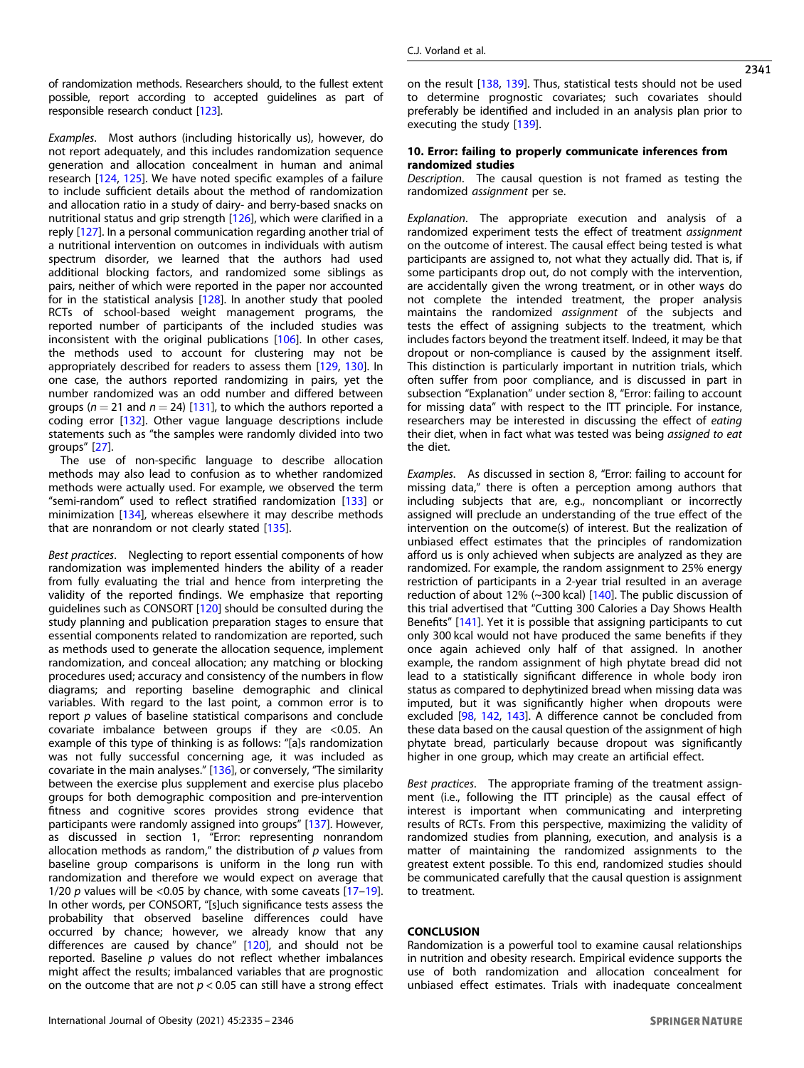of randomization methods. Researchers should, to the fullest extent possible, report according to accepted guidelines as part of responsible research conduct [123].

*Examples*. Most authors (including historically us), however, do not report adequately, and this includes randomization sequence generation and allocation concealment in human and animal research [124, 125]. We have noted specific examples of a failure to include sufficient details about the method of randomization and allocation ratio in a study of dairy- and berry-based snacks on nutritional status and grip strength [126], which were clarified in a reply [127]. In a personal communication regarding another trial of a nutritional intervention on outcomes in individuals with autism spectrum disorder, we learned that the authors had used additional blocking factors, and randomized some siblings as pairs, neither of which were reported in the paper nor accounted for in the statistical analysis [128]. In another study that pooled RCTs of school-based weight management programs, the reported number of participants of the included studies was inconsistent with the original publications [106]. In other cases, the methods used to account for clustering may not be appropriately described for readers to assess them [129, 130]. In one case, the authors reported randomizing in pairs, yet the number randomized was an odd number and differed between groups ($n = 21$ and $n = 24$) [131], to which the authors reported a coding error [132]. Other vague language descriptions include statements such as "the samples were randomly divided into two groups" [27].

The use of non-specific language to describe allocation methods may also lead to confusion as to whether randomized methods were actually used. For example, we observed the term "semi-random" used to reflect stratified randomization [133] or minimization [134], whereas elsewhere it may describe methods that are nonrandom or not clearly stated [135].

*Best practices*. Neglecting to report essential components of how randomization was implemented hinders the ability of a reader from fully evaluating the trial and hence from interpreting the validity of the reported findings. We emphasize that reporting guidelines such as CONSORT [120] should be consulted during the study planning and publication preparation stages to ensure that essential components related to randomization are reported, such as methods used to generate the allocation sequence, implement randomization, and conceal allocation; any matching or blocking procedures used; accuracy and consistency of the numbers in flow diagrams; and reporting baseline demographic and clinical variables. With regard to the last point, a common error is to report $p$ values of baseline statistical comparisons and conclude covariate imbalance between groups if they are <0.05. An example of this type of thinking is as follows: "[a]s randomization was not fully successful concerning age, it was included as covariate in the main analyses." [136], or conversely, "The similarity between the exercise plus supplement and exercise plus placebo groups for both demographic composition and pre-intervention fitness and cognitive scores provides strong evidence that participants were randomly assigned into groups" [137]. However, as discussed in section 1, "Error: representing nonrandom allocation methods as random," the distribution of $p$ values from baseline group comparisons is uniform in the long run with randomization and therefore we would expect on average that 1/20 $p$ values will be <0.05 by chance, with some caveats [17–19]. In other words, per CONSORT, "[s]uch significance tests assess the probability that observed baseline differences could have occurred by chance; however, we already know that any differences are caused by chance" [120], and should not be reported. Baseline $p$ values do not reflect whether imbalances might affect the results; imbalanced variables that are prognostic on the outcome that are not $p < 0.05$ can still have a strong effect on the result [138, 139]. Thus, statistical tests should not be used to determine prognostic covariates; such covariates should preferably be identified and included in an analysis plan prior to executing the study [139].

### 10. Error: failing to properly communicate inferences from randomized studies

*Description*. The causal question is not framed as testing the randomized *assignment* per se.

*Explanation*. The appropriate execution and analysis of a randomized experiment tests the effect of treatment *assignment* on the outcome of interest. The causal effect being tested is what participants are assigned to, not what they actually did. That is, if some participants drop out, do not comply with the intervention, are accidentally given the wrong treatment, or in other ways do not complete the intended treatment, the proper analysis maintains the randomized *assignment* of the subjects and tests the effect of assigning subjects to the treatment, which includes factors beyond the treatment itself. Indeed, it may be that dropout or non-compliance is caused by the assignment itself. This distinction is particularly important in nutrition trials, which often suffer from poor compliance, and is discussed in part in subsection "Explanation" under section 8, "Error: failing to account for missing data" with respect to the ITT principle. For instance, researchers may be interested in discussing the effect of *eating* their diet, when in fact what was tested was being *assigned to eat* the diet.

*Examples*. As discussed in section 8, "Error: failing to account for missing data," there is often a perception among authors that including subjects that are, e.g., noncompliant or incorrectly assigned will preclude an understanding of the true effect of the intervention on the outcome(s) of interest. But the realization of unbiased effect estimates that the principles of randomization afford us is only achieved when subjects are analyzed as they are randomized. For example, the random assignment to 25% energy restriction of participants in a 2-year trial resulted in an average reduction of about 12% (~300 kcal) [140]. The public discussion of this trial advertised that "Cutting 300 Calories a Day Shows Health Benefits" [141]. Yet it is possible that assigning participants to cut only 300 kcal would not have produced the same benefits if they once again achieved only half of that assigned. In another example, the random assignment of high phytate bread did not lead to a statistically significant difference in whole body iron status as compared to dephytinized bread when missing data was imputed, but it was significantly higher when dropouts were excluded [98, 142, 143]. A difference cannot be concluded from these data based on the causal question of the assignment of high phytate bread, particularly because dropout was significantly higher in one group, which may create an artificial effect.

*Best practices*. The appropriate framing of the treatment assignment (i.e., following the ITT principle) as the causal effect of interest is important when communicating and interpreting results of RCTs. From this perspective, maximizing the validity of randomized studies from planning, execution, and analysis is a matter of maintaining the randomized assignments to the greatest extent possible. To this end, randomized studies should be communicated carefully that the causal question is assignment to treatment.

## CONCLUSION

Randomization is a powerful tool to examine causal relationships in nutrition and obesity research. Empirical evidence supports the use of both randomization and allocation concealment for unbiased effect estimates. Trials with inadequate concealment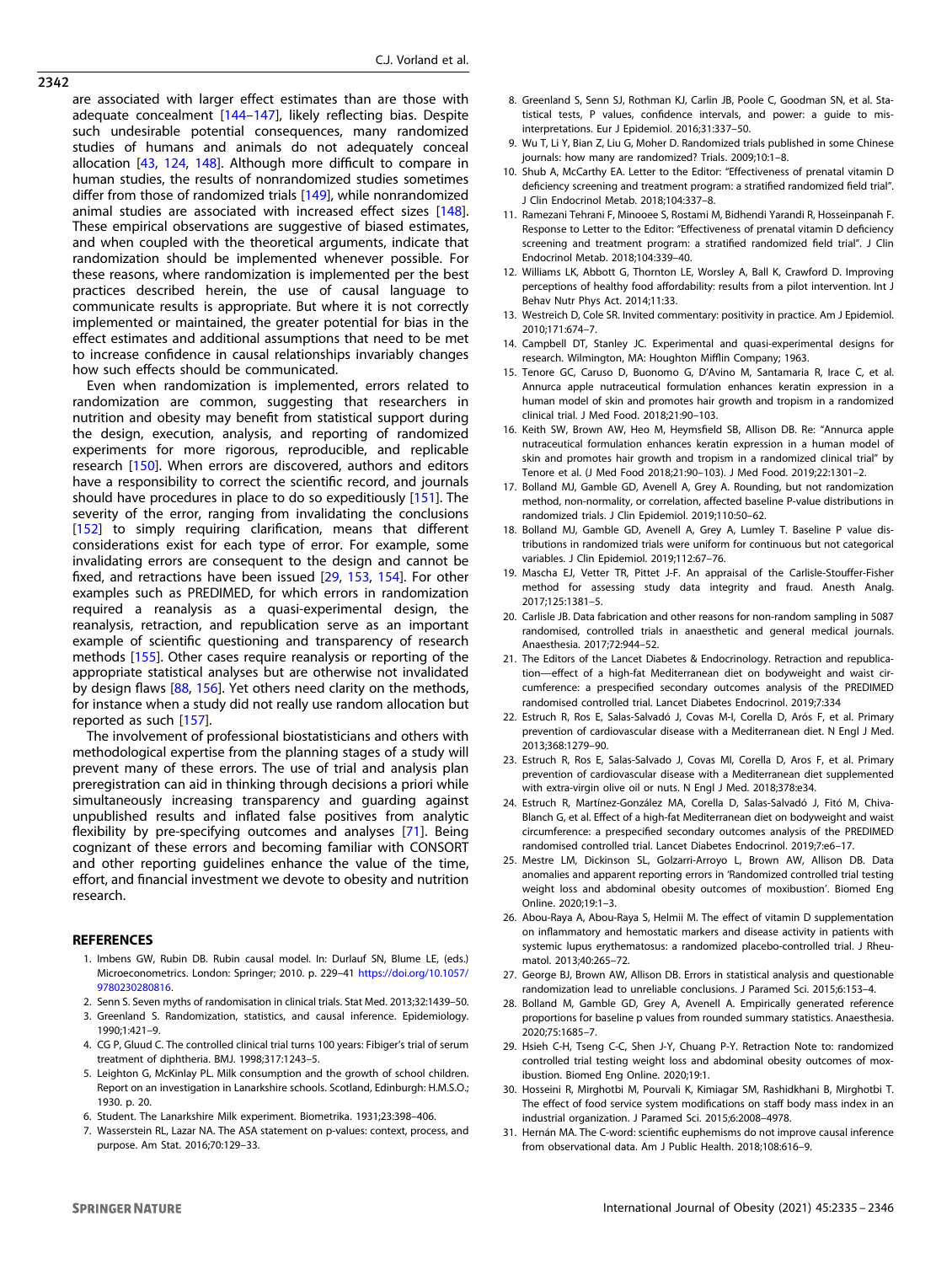are associated with larger effect estimates than are those with adequate concealment [144–147], likely reflecting bias. Despite such undesirable potential consequences, many randomized studies of humans and animals do not adequately conceal allocation [43, 124, 148]. Although more difficult to compare in human studies, the results of nonrandomized studies sometimes differ from those of randomized trials [149], while nonrandomized animal studies are associated with increased effect sizes [148]. These empirical observations are suggestive of biased estimates, and when coupled with the theoretical arguments, indicate that randomization should be implemented whenever possible. For these reasons, where randomization is implemented per the best practices described herein, the use of causal language to communicate results is appropriate. But where it is not correctly implemented or maintained, the greater potential for bias in the effect estimates and additional assumptions that need to be met to increase confidence in causal relationships invariably changes how such effects should be communicated.

Even when randomization is implemented, errors related to randomization are common, suggesting that researchers in nutrition and obesity may benefit from statistical support during the design, execution, analysis, and reporting of randomized experiments for more rigorous, reproducible, and replicable research [150]. When errors are discovered, authors and editors have a responsibility to correct the scientific record, and journals should have procedures in place to do so expeditiously [151]. The severity of the error, ranging from invalidating the conclusions [152] to simply requiring clarification, means that different considerations exist for each type of error. For example, some invalidating errors are consequent to the design and cannot be fixed, and retractions have been issued [29, 153, 154]. For other examples such as PREDIMED, for which errors in randomization required a reanalysis as a quasi-experimental design, the reanalysis, retraction, and republication serve as an important example of scientific questioning and transparency of research methods [155]. Other cases require reanalysis or reporting of the appropriate statistical analyses but are otherwise not invalidated by design flaws [88, 156]. Yet others need clarity on the methods, for instance when a study did not really use random allocation but reported as such [157].

The involvement of professional biostatisticians and others with methodological expertise from the planning stages of a study will prevent many of these errors. The use of trial and analysis plan preregistration can aid in thinking through decisions a priori while simultaneously increasing transparency and guarding against unpublished results and inflated false positives from analytic flexibility by pre-specifying outcomes and analyses [71]. Being cognizant of these errors and becoming familiar with CONSORT and other reporting guidelines enhance the value of the time, effort, and financial investment we devote to obesity and nutrition research.

## REFERENCES

1. Imbens GW, Rubin DB. Rubin causal model. In: Durlauf SN, Blume LE, (eds.) Microeconometrics. London: Springer; 2010. p. 229–41 https://doi.org/10.1057/9780230280816.
2. Senn S. Seven myths of randomisation in clinical trials. Stat Med. 2013;32:1439–50.
3. Greenland S. Randomization, statistics, and causal inference. Epidemiology. 1990;1:421–9.
4. CG P, Gluud C. The controlled clinical trial turns 100 years: Fibiger's trial of serum treatment of diphtheria. BMJ. 1998;317:1243–5.
5. Leighton G, McKinlay PL. Milk consumption and the growth of school children. Report on an investigation in Lanarkshire schools. Scotland, Edinburgh: H.M.S.O.; 1930. p. 20.
6. Student. The Lanarkshire Milk experiment. Biometrika. 1931;23:398–406.
7. Wasserstein RL, Lazar NA. The ASA statement on p-values: context, process, and purpose. Am Stat. 2016;70:129–33.
8. Greenland S, Senn SJ, Rothman KJ, Carlin JB, Poole C, Goodman SN, et al. Statistical tests, P values, confidence intervals, and power: a guide to misinterpretations. Eur J Epidemiol. 2016;31:337–50.
9. Wu T, Li Y, Bian Z, Liu G, Moher D. Randomized trials published in some Chinese journals: how many are randomized? Trials. 2009;10:1–8.
10. Shub A, McCarthy EA. Letter to the Editor: "Effectiveness of prenatal vitamin D deficiency screening and treatment program: a stratified randomized field trial". J Clin Endocrinol Metab. 2018;104:337–8.
11. Ramezani Tehrani F, Minooee S, Rostami M, Bidhendi Yarandi R, Hosseinpanah F. Response to Letter to the Editor: "Effectiveness of prenatal vitamin D deficiency screening and treatment program: a stratified randomized field trial". J Clin Endocrinol Metab. 2018;104:339–40.
12. Williams LK, Abbott G, Thornton LE, Worsley A, Ball K, Crawford D. Improving perceptions of healthy food affordability: results from a pilot intervention. Int J Behav Nutr Phys Act. 2014;11:33.
13. Westreich D, Cole SR. Invited commentary: positivity in practice. Am J Epidemiol. 2010;171:674–7.
14. Campbell DT, Stanley JC. Experimental and quasi-experimental designs for research. Wilmington, MA: Houghton Mifflin Company; 1963.
15. Tenore GC, Caruso D, Buonomo G, D'Avino M, Santamaria R, Irace C, et al. Annurca apple nutraceutical formulation enhances keratin expression in a human model of skin and promotes hair growth and tropism in a randomized clinical trial. J Med Food. 2018;21:90–103.
16. Keith SW, Brown AW, Heo M, Heymsfield SB, Allison DB. Re: "Annurca apple nutraceutical formulation enhances keratin expression in a human model of skin and promotes hair growth and tropism in a randomized clinical trial" by Tenore et al. (J Med Food 2018;21:90–103). J Med Food. 2019;22:1301–2.
17. Bolland MJ, Gamble GD, Avenell A, Grey A. Rounding, but not randomization method, non-normality, or correlation, affected baseline P-value distributions in randomized trials. J Clin Epidemiol. 2019;110:50–62.
18. Bolland MJ, Gamble GD, Avenell A, Grey A, Lumley T. Baseline P value distributions in randomized trials were uniform for continuous but not categorical variables. J Clin Epidemiol. 2019;112:67–76.
19. Mascha EJ, Vetter TR, Pittet J-F. An appraisal of the Carlisle-Stouffer-Fisher method for assessing study data integrity and fraud. Anesth Analg. 2017;125:1381–5.
20. Carlisle JB. Data fabrication and other reasons for non-random sampling in 5087 randomised, controlled trials in anaesthetic and general medical journals. Anaesthesia. 2017;72:944–52.
21. The Editors of the Lancet Diabetes & Endocrinology. Retraction and republication—effect of a high-fat Mediterranean diet on bodyweight and waist circumference: a prespecified secondary outcomes analysis of the PREDIMED randomised controlled trial. Lancet Diabetes Endocrinol. 2019;7:334
22. Estruch R, Ros E, Salas-Salvadó J, Covas M-I, Corella D, Arós F, et al. Primary prevention of cardiovascular disease with a Mediterranean diet. N Engl J Med. 2013;368:1279–90.
23. Estruch R, Ros E, Salas-Salvado J, Covas MI, Corella D, Aros F, et al. Primary prevention of cardiovascular disease with a Mediterranean diet supplemented with extra-virgin olive oil or nuts. N Engl J Med. 2018;378:e34.
24. Estruch R, Martínez-González MA, Corella D, Salas-Salvadó J, Fitó M, Chiva-Blanch G, et al. Effect of a high-fat Mediterranean diet on bodyweight and waist circumference: a prespecified secondary outcomes analysis of the PREDIMED randomised controlled trial. Lancet Diabetes Endocrinol. 2019;7:e6–17.
25. Mestre LM, Dickinson SL, Golzarri-Arroyo L, Brown AW, Allison DB. Data anomalies and apparent reporting errors in 'Randomized controlled trial testing weight loss and abdominal obesity outcomes of moxibustion'. Biomed Eng Online. 2020;19:1–3.
26. Abou-Raya A, Abou-Raya S, Helmii M. The effect of vitamin D supplementation on inflammatory and hemostatic markers and disease activity in patients with systemic lupus erythematosus: a randomized placebo-controlled trial. J Rheumatol. 2013;40:265–72.
27. George BJ, Brown AW, Allison DB. Errors in statistical analysis and questionable randomization lead to unreliable conclusions. J Paramed Sci. 2015;6:153–4.
28. Bolland M, Gamble GD, Grey A, Avenell A. Empirically generated reference proportions for baseline p values from rounded summary statistics. Anaesthesia. 2020;75:1685–7.
29. Hsieh C-H, Tseng C-C, Shen J-Y, Chuang P-Y. Retraction Note to: randomized controlled trial testing weight loss and abdominal obesity outcomes of moxibustion. Biomed Eng Online. 2020;19:1.
30. Hosseini R, Mirghotbi M, Pourvali K, Kimiagar SM, Rashidkhani B, Mirghotbi T. The effect of food service system modifications on staff body mass index in an industrial organization. J Paramed Sci. 2015;6:2008–4978.
31. Hernán MA. The C-word: scientific euphemisms do not improve causal inference from observational data. Am J Public Health. 2018;108:616–9.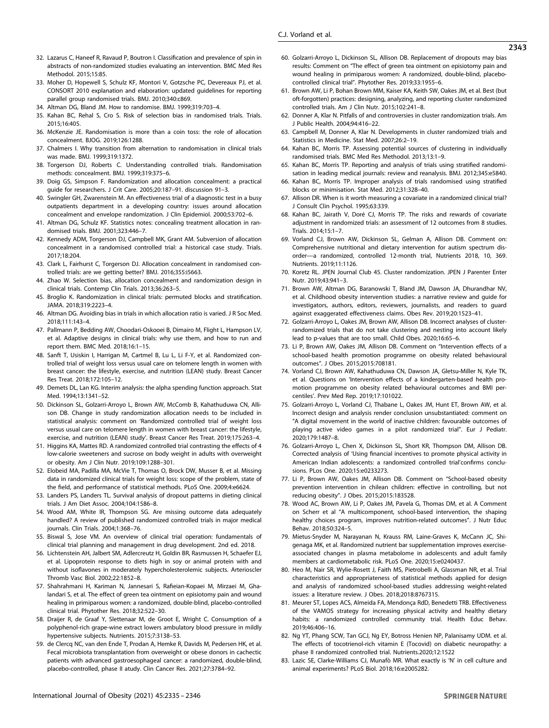32. Lazarus C, Haneef R, Ravaud P, Boutron I. Classification and prevalence of spin in abstracts of non-randomized studies evaluating an intervention. BMC Med Res Methodol. 2015;15:85.
33. Moher D, Hopewell S, Schulz KF, Montori V, Gotzsche PC, Devereaux PJ, et al. CONSORT 2010 explanation and elaboration: updated guidelines for reporting parallel group randomised trials. BMJ. 2010;340:c869.
34. Altman DG, Bland JM. How to randomise. BMJ. 1999;319:703–4.
35. Kahan BC, Rehal S, Cro S. Risk of selection bias in randomised trials. Trials. 2015;16:405.
36. McKenzie JE. Randomisation is more than a coin toss: the role of allocation concealment. BJOG. 2019;126:1288.
37. Chalmers I. Why transition from alternation to randomisation in clinical trials was made. BMJ. 1999;319:1372.
38. Torgerson DJ, Roberts C. Understanding controlled trials. Randomisation methods: concealment. BMJ. 1999;319:375–6.
39. Doig GS, Simpson F. Randomization and allocation concealment: a practical guide for researchers. J Crit Care. 2005;20:187–91. discussion 91–3.
40. Swingler GH, Zwarenstein M. An effectiveness trial of a diagnostic test in a busy outpatients department in a developing country: issues around allocation concealment and envelope randomization. J Clin Epidemiol. 2000;53:702–6.
41. Altman DG, Schulz KF. Statistics notes: concealing treatment allocation in randomised trials. BMJ. 2001;323:446–7.
42. Kennedy ADM, Torgerson DJ, Campbell MK, Grant AM. Subversion of allocation concealment in a randomised controlled trial: a historical case study. Trials. 2017;18:204.
43. Clark L, Fairhurst C, Torgerson DJ. Allocation concealment in randomised controlled trials: are we getting better? BMJ. 2016;355:i5663.
44. Zhao W. Selection bias, allocation concealment and randomization design in clinical trials. Contemp Clin Trials. 2013;36:263–5.
45. Broglio K. Randomization in clinical trials: permuted blocks and stratification. JAMA. 2018;319:2223–4.
46. Altman DG. Avoiding bias in trials in which allocation ratio is varied. J R Soc Med. 2018;111:143–4.
47. Pallmann P, Bedding AW, Choodari-Oskooei B, Dimairo M, Flight L, Hampson LV, et al. Adaptive designs in clinical trials: why use them, and how to run and report them. BMC Med. 2018;16:1–15.
48. Sanft T, Usiskin I, Harrigan M, Cartmel B, Lu L, Li F-Y, et al. Randomized controlled trial of weight loss versus usual care on telomere length in women with breast cancer: the lifestyle, exercise, and nutrition (LEAN) study. Breast Cancer Res Treat. 2018;172:105–12.
49. Demets DL, Lan KG. Interim analysis: the alpha spending function approach. Stat Med. 1994;13:1341–52.
50. Dickinson SL, Golzarri-Arroyo L, Brown AW, McComb B, Kahathuduwa CN, Allison DB. Change in study randomization allocation needs to be included in statistical analysis: comment on 'Randomized controlled trial of weight loss versus usual care on telomere length in women with breast cancer: the lifestyle, exercise, and nutrition (LEAN) study'. Breast Cancer Res Treat. 2019;175:263–4.
51. Higgins KA, Mattes RD. A randomized controlled trial contrasting the effects of 4 low-calorie sweeteners and sucrose on body weight in adults with overweight or obesity. Am J Clin Nutr. 2019;109:1288–301.
52. Elobeid MA, Padilla MA, McVie T, Thomas O, Brock DW, Musser B, et al. Missing data in randomized clinical trials for weight loss: scope of the problem, state of the field, and performance of statistical methods. PLoS One. 2009;4:e6624.
53. Landers PS, Landers TL. Survival analysis of dropout patterns in dieting clinical trials. J Am Diet Assoc. 2004;104:1586–8.
54. Wood AM, White IR, Thompson SG. Are missing outcome data adequately handled? A review of published randomized controlled trials in major medical journals. Clin Trials. 2004;1:368–76.
55. Biswal S, Jose VM. An overview of clinical trial operation: fundamentals of clinical trial planning and management in drug development. 2nd ed. 2018.
56. Lichtenstein AH, Jalbert SM, Adlercreutz H, Goldin BR, Rasmussen H, Schaefer EJ, et al. Lipoprotein response to diets high in soy or animal protein with and without isoflavones in moderately hypercholesterolemic subjects. Arterioscler Thromb Vasc Biol. 2002;22:1852–8.
57. Shahrahmani H, Kariman N, Jannesari S, Rafieian-Kopaei M, Mirzaei M, Ghalandari S, et al. The effect of green tea ointment on episiotomy pain and wound healing in primiparous women: a randomized, double-blind, placebo-controlled clinical trial. Phytother Res. 2018;32:522–30.
58. Draijer R, de Graaf Y, Slettenaar M, de Groot E, Wright C. Consumption of a polyphenol-rich grape-wine extract lowers ambulatory blood pressure in mildly hypertensive subjects. Nutrients. 2015;7:3138–53.
59. de Clercq NC, van den Ende T, Prodan A, Hemke R, Davids M, Pedersen HK, et al. Fecal microbiota transplantation from overweight or obese donors in cachectic patients with advanced gastroesophageal cancer: a randomized, double-blind, placebo-controlled, phase II atudy. Clin Cancer Res. 2021;27:3784–92.
60. Golzarri-Arroyo L, Dickinson SL, Allison DB. Replacement of dropouts may bias results: Comment on "The effect of green tea ointment on episiotomy pain and wound healing in primiparous women: A randomized, double-blind, placebo-controlled clinical trial". Phytother Res. 2019;33:1955–6.
61. Brown AW, Li P, Bohan Brown MM, Kaiser KA, Keith SW, Oakes JM, et al. Best (but oft-forgotten) practices: designing, analyzing, and reporting cluster randomized controlled trials. Am J Clin Nutr. 2015;102:241–8.
62. Donner A, Klar N. Pitfalls of and controversies in cluster randomization trials. Am J Public Health. 2004;94:416–22.
63. Campbell M, Donner A, Klar N. Developments in cluster randomized trials and Statistics in Medicine. Stat Med. 2007;26:2–19.
64. Kahan BC, Morris TP. Assessing potential sources of clustering in individually randomised trials. BMC Med Res Methodol. 2013;13:1–9.
65. Kahan BC, Morris TP. Reporting and analysis of trials using stratified randomisation in leading medical journals: review and reanalysis. BMJ. 2012;345:e5840.
66. Kahan BC, Morris TP. Improper analysis of trials randomised using stratified blocks or minimisation. Stat Med. 2012;31:328–40.
67. Allison DR. When is it worth measuring a covariate in a randomized clinical trial? J Consult Clin Psychol. 1995;63:339.
68. Kahan BC, Jairath V, Doré CJ, Morris TP. The risks and rewards of covariate adjustment in randomized trials: an assessment of 12 outcomes from 8 studies. Trials. 2014;15:1–7.
69. Vorland CJ, Brown AW, Dickinson SL, Gelman A, Allison DB. Comment on: Comprehensive nutritional and dietary intervention for autism spectrum disorder—a randomized, controlled 12-month trial, Nutrients 2018, 10, 369. Nutrients. 2019;11:1126.
70. Koretz RL. JPEN Journal Club 45. Cluster randomization. JPEN J Parenter Enter Nutr. 2019;43:941–3.
71. Brown AW, Altman DG, Baranowski T, Bland JM, Dawson JA, Dhurandhar NV, et al. Childhood obesity intervention studies: a narrative review and guide for investigators, authors, editors, reviewers, journalists, and readers to guard against exaggerated effectiveness claims. Obes Rev. 2019;20:1523–41.
72. Golzarri-Arroyo L, Oakes JM, Brown AW, Allison DB. Incorrect analyses of cluster-randomized trials that do not take clustering and nesting into account likely lead to p-values that are too small. Child Obes. 2020;16:65–6.
73. Li P, Brown AW, Oakes JM, Allison DB. Comment on "Intervention effects of a school-based health promotion programme on obesity related behavioural outcomes". J Obes. 2015;2015:708181.
74. Vorland CJ, Brown AW, Kahathuduwa CN, Dawson JA, Gletsu-Miller N, Kyle TK, et al. Questions on 'Intervention effects of a kindergarten-based health promotion programme on obesity related behavioural outcomes and BMI percentiles'. Prev Med Rep. 2019;17:101022.
75. Golzarri-Arroyo L, Vorland CJ, Thabane L, Oakes JM, Hunt ET, Brown AW, et al. Incorrect design and analysis render conclusion unsubstantiated: comment on "A digital movement in the world of inactive children: favourable outcomes of playing active video games in a pilot randomized trial". Eur J Pediatr. 2020;179:1487–8.
76. Golzarri-Arroyo L, Chen X, Dickinson SL, Short KR, Thompson DM, Allison DB. Corrected analysis of 'Using financial incentives to promote physical activity in American Indian adolescents: a randomized controlled trial'confirms conclusions. PLos One. 2020;15:e0233273.
77. Li P, Brown AW, Oakes JM, Allison DB. Comment on "School-based obesity prevention intervention in chilean children: effective in controlling, but not reducing obesity". J Obes. 2015;2015:183528.
78. Wood AC, Brown AW, Li P, Oakes JM, Pavela G, Thomas DM, et al. A Comment on Scherr et al "A multicomponent, school-based intervention, the shaping healthy choices program, improves nutrition-related outcomes". J Nutr Educ Behav. 2018;50:324–5.
79. Mietus-Snyder M, Narayanan N, Krauss RM, Laine-Graves K, McCann JC, Shigenaga MK, et al. Randomized nutrient bar supplementation improves exercise-associated changes in plasma metabolome in adolescents and adult family members at cardiometabolic risk. PLoS One. 2020;15:e0240437.
80. Heo M, Nair SR, Wylie-Rosett J, Faith MS, Pietrobelli A, Glassman NR, et al. Trial characteristics and appropriateness of statistical methods applied for design and analysis of randomized school-based studies addressing weight-related issues: a literature review. J Obes. 2018;2018:8767315.
81. Meurer ST, Lopes ACS, Almeida FA, Mendonça RdD, Benedetti TRB. Effectiveness of the VAMOS strategy for increasing physical activity and healthy dietary habits: a randomized controlled community trial. Health Educ Behav. 2019;46:406–16.
82. Ng YT, Phang SCW, Tan GCJ, Ng EY, Botross Henien NP, Palanisamy UDM. et al. The effects of tocotrienol-rich vitamin E (Tocovid) on diabetic neuropathy: a phase II randomized controlled trial. Nutrients.2020;12:1522
83. Lazic SE, Clarke-Williams CJ, Munafò MR. What exactly is 'N' in cell culture and animal experiments? PLoS Biol. 2018;16:e2005282.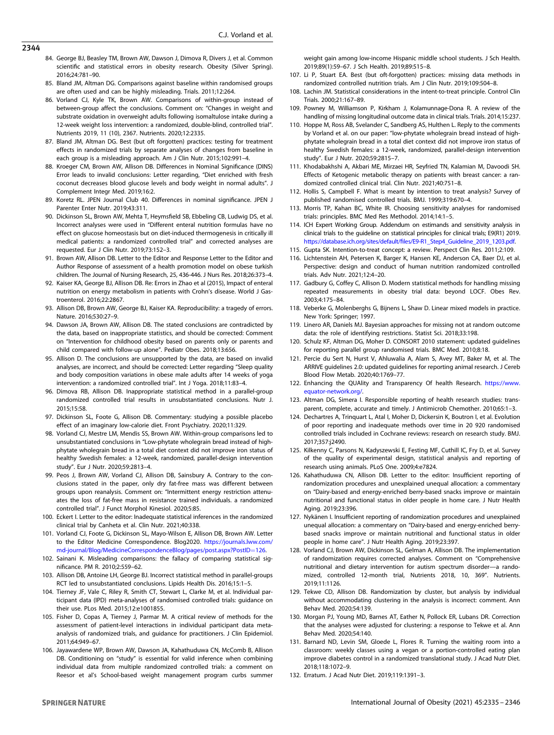84. George BJ, Beasley TM, Brown AW, Dawson J, Dimova R, Divers J, et al. Common scientific and statistical errors in obesity research. Obesity (Silver Spring). 2016;24:781–90.
85. Bland JM, Altman DG. Comparisons against baseline within randomised groups are often used and can be highly misleading. Trials. 2011;12:264.
86. Vorland CJ, Kyle TK, Brown AW. Comparisons of within-group instead of between-group affect the conclusions. Comment on: "Changes in weight and substrate oxidation in overweight adults following isomaltulose intake during a 12-week weight loss intervention: a randomized, double-blind, controlled trial". Nutrients 2019, 11 (10), 2367. Nutrients. 2020;12:2335.
87. Bland JM, Altman DG. Best (but oft forgotten) practices: testing for treatment effects in randomized trials by separate analyses of changes from baseline in each group is a misleading approach. Am J Clin Nutr. 2015;102:991–4.
88. Kroeger CM, Brown AW, Allison DB. Differences in Nominal Significance (DINS) Error leads to invalid conclusions: Letter regarding, "Diet enriched with fresh coconut decreases blood glucose levels and body weight in normal adults". J Complement Integr Med. 2019;16:2.
89. Koretz RL. JPEN Journal Club 40. Differences in nominal significance. JPEN J Parenter Enter Nutr. 2019;43:311.
90. Dickinson SL, Brown AW, Mehta T, Heymsfield SB, Ebbeling CB, Ludwig DS, et al. Incorrect analyses were used in "Different enteral nutrition formulas have no effect on glucose homeostasis but on diet-induced thermogenesis in critically ill medical patients: a randomized controlled trial" and corrected analyses are requested. Eur J Clin Nutr. 2019;73:152–3.
91. Brown AW, Allison DB. Letter to the Editor and Response Letter to the Editor and Author Response of assessment of a health promotion model on obese turkish children. The Journal of Nursing Research, 25, 436-446. J Nurs Res. 2018;26:373–4.
92. Kaiser KA, George BJ, Allison DB. Re: Errors in Zhao et al (2015), Impact of enteral nutrition on energy metabolism in patients with Crohn's disease. World J Gastroenterol. 2016;22:2867.
93. Allison DB, Brown AW, George BJ, Kaiser KA. Reproducibility: a tragedy of errors. Nature. 2016;530:27–9.
94. Dawson JA, Brown AW, Allison DB. The stated conclusions are contradicted by the data, based on inappropriate statistics, and should be corrected: Comment on "Intervention for childhood obesity based on parents only or parents and child compared with follow-up alone". Pediatr Obes. 2018;13:656.
95. Allison D. The conclusions are unsupported by the data, are based on invalid analyses, are incorrect, and should be corrected: Letter regarding "Sleep quality and body composition variations in obese male adults after 14 weeks of yoga intervention: a randomized controlled trial". Int J Yoga. 2018;11:83–4.
96. Dimova RB, Allison DB. Inappropriate statistical method in a parallel-group randomized controlled trial results in unsubstantiated conclusions. Nutr J. 2015;15:58.
97. Dickinson SL, Foote G, Allison DB. Commentary: studying a possible placebo effect of an imaginary low-calorie diet. Front Psychiatry. 2020;11:329.
98. Vorland CJ, Mestre LM, Mendis SS, Brown AW. Within-group comparisons led to unsubstantiated conclusions in "Low-phytate wholegrain bread instead of high-phytate wholegrain bread in a total diet context did not improve iron status of healthy Swedish females: a 12-week, randomized, parallel-design intervention study". Eur J Nutr. 2020;59:2813–4.
99. Peos J, Brown AW, Vorland CJ, Allison DB, Sainsbury A. Contrary to the conclusions stated in the paper, only dry fat-free mass was different between groups upon reanalysis. Comment on: "Intermittent energy restriction attenuates the loss of fat-free mass in resistance trained individuals. a randomized controlled trial". J Funct Morphol Kinesiol. 2020;5:85.
100. Eckert I. Letter to the editor: Inadequate statistical inferences in the randomized clinical trial by Canheta et al. Clin Nutr. 2021;40:338.
101. Vorland CJ, Foote G, Dickinson SL, Mayo-Wilson E, Allison DB, Brown AW. Letter to the Editor Medicine Correspondence. Blog2020. https://journals.lww.com/md-journal/Blog/MedicineCorrespondenceBlog/pages/post.aspx?PostID=126.
102. Sainani K. Misleading comparisons: the fallacy of comparing statistical significance. PM R. 2010;2:559–62.
103. Allison DB, Antoine LH, George BJ. Incorrect statistical method in parallel-groups RCT led to unsubstantiated conclusions. Lipids Health Dis. 2016;15:1–5.
104. Tierney JF, Vale C, Riley R, Smith CT, Stewart L, Clarke M, et al. Individual participant data (IPD) meta-analyses of randomised controlled trials: guidance on their use. PLos Med. 2015;12:e1001855.
105. Fisher D, Copas A, Tierney J, Parmar M. A critical review of methods for the assessment of patient-level interactions in individual participant data meta-analysis of randomized trials, and guidance for practitioners. J Clin Epidemiol. 2011;64:949–67.
106. Jayawardene WP, Brown AW, Dawson JA, Kahathuduwa CN, McComb B, Allison DB. Conditioning on "study" is essential for valid inference when combining individual data from multiple randomized controlled trials: a comment on Reesor et al's School-based weight management program curbs summer weight gain among low-income Hispanic middle school students. J Sch Health. 2019;89(1):59–67. J Sch Health. 2019;89:515–8.
107. Li P, Stuart EA. Best (but oft-forgotten) practices: missing data methods in randomized controlled nutrition trials. Am J Clin Nutr. 2019;109:504–8.
108. Lachin JM. Statistical considerations in the intent-to-treat principle. Control Clin Trials. 2000;21:167–89.
109. Powney M, Williamson P, Kirkham J, Kolamunnage-Dona R. A review of the handling of missing longitudinal outcome data in clinical trials. Trials. 2014;15:237.
110. Hoppe M, Ross AB, Svelander C, Sandberg AS, Hulthen L. Reply to the comments by Vorland et al. on our paper: "low-phytate wholegrain bread instead of high-phytate wholegrain bread in a total diet context did not improve iron status of healthy Swedish females: a 12-week, randomized, parallel-design intervention study". Eur J Nutr. 2020;59:2815–7.
111. Khodabakhshi A, Akbari ME, Mirzaei HR, Seyfried TN, Kalamian M, Davoodi SH. Effects of Ketogenic metabolic therapy on patients with breast cancer: a randomized controlled clinical trial. Clin Nutr. 2021;40:751–8.
112. Hollis S, Campbell F. What is meant by intention to treat analysis? Survey of published randomised controlled trials. BMJ. 1999;319:670–4.
113. Morris TP, Kahan BC, White IR. Choosing sensitivity analyses for randomised trials: principles. BMC Med Res Methodol. 2014;14:1–5.
114. ICH Expert Working Group. Addendum on estimands and sensitivity analysis in clinical trials to the guideline on statistical principles for clinical trials; E9(R1) 2019. https://database.ich.org/sites/default/files/E9-R1_Step4_Guideline_2019_1203.pdf.
115. Gupta SK. Intention-to-treat concept: a review. Perspect Clin Res. 2011;2:109.
116. Lichtenstein AH, Petersen K, Barger K, Hansen KE, Anderson CA, Baer DJ, et al. Perspective: design and conduct of human nutrition randomized controlled trials. Adv Nutr. 2021;12:4–20.
117. Gadbury G, Coffey C, Allison D. Modern statistical methods for handling missing repeated measurements in obesity trial data: beyond LOCF. Obes Rev. 2003;4:175–84.
118. Veberke G, Molenberghs G, Bijnens L, Shaw D. Linear mixed models in practice. New York: Springer; 1997.
119. Linero AR, Daniels MJ. Bayesian approaches for missing not at random outcome data: the role of identifying restrictions. Statist Sci. 2018;33:198.
120. Schulz KF, Altman DG, Moher D. CONSORT 2010 statement: updated guidelines for reporting parallel group randomised trials. BMC Med. 2010;8:18.
121. Percie du Sert N, Hurst V, Ahluwalia A, Alam S, Avey MT, Baker M, et al. The ARRIVE guidelines 2.0: updated guidelines for reporting animal research. J Cereb Blood Flow Metab. 2020;40:1769–77.
122. Enhancing the QUAlity and Transparency Of health Research. https://www.equator-network.org/.
123. Altman DG, Simera I. Responsible reporting of health research studies: transparent, complete, accurate and timely. J Antimicrob Chemother. 2010;65:1–3.
124. Dechartres A, Trinquart L, Atal I, Moher D, Dickersin K, Boutron I, et al. Evolution of poor reporting and inadequate methods over time in 20 920 randomised controlled trials included in Cochrane reviews: research on research study. BMJ. 2017;357:j2490.
125. Kilkenny C, Parsons N, Kadyszewski E, Festing MF, Cuthill IC, Fry D, et al. Survey of the quality of experimental design, statistical analysis and reporting of research using animals. PLoS One. 2009;4:e7824.
126. Kahathuduwa CN, Allison DB. Letter to the editor: Insufficient reporting of randomization procedures and unexplained unequal allocation: a commentary on "Dairy-based and energy-enriched berry-based snacks improve or maintain nutritional and functional status in older people in home care. J Nutr Health Aging. 2019;23:396.
127. Nykänen I. Insufficient reporting of randomization procedures and unexplained unequal allocation: a commentary on "Dairy-based and energy-enriched berry-based snacks improve or maintain nutritional and functional status in older people in home care". J Nutr Health Aging. 2019;23:397.
128. Vorland CJ, Brown AW, Dickinson SL, Gelman A, Allison DB. The implementation of randomization requires corrected analyses. Comment on "Comprehensive nutritional and dietary intervention for autism spectrum disorder—a randomized, controlled 12-month trial, Nutrients 2018, 10, 369". Nutrients. 2019;11:1126.
129. Tekwe CD, Allison DB. Randomization by cluster, but analysis by individual without accommodating clustering in the analysis is incorrect: comment. Ann Behav Med. 2020;54:139.
130. Morgan PJ, Young MD, Barnes AT, Eather N, Pollock ER, Lubans DR. Correction that the analyses were adjusted for clustering: a response to Tekwe et al. Ann Behav Med. 2020;54:140.
131. Barnard ND, Levin SM, Gloede L, Flores R. Turning the waiting room into a classroom: weekly classes using a vegan or a portion-controlled eating plan improve diabetes control in a randomized translational study. J Acad Nutr Diet. 2018;118:1072–9.
132. Erratum. J Acad Nutr Diet. 2019;119:1391–3.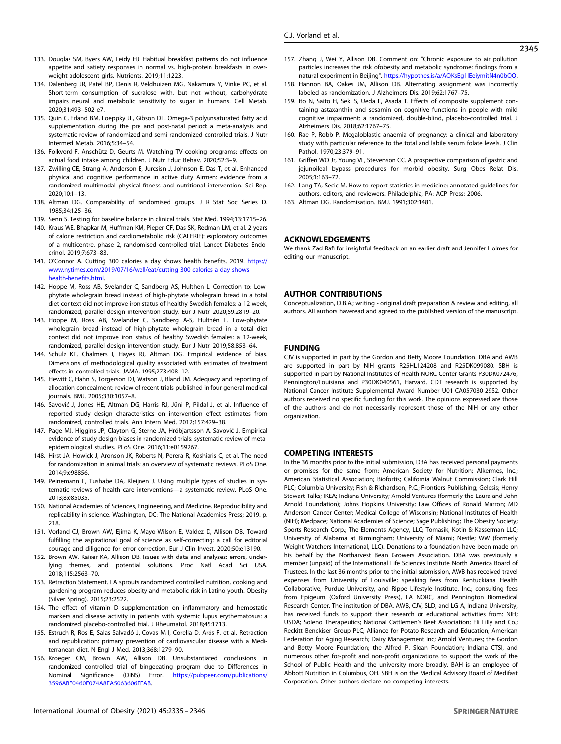133. Douglas SM, Byers AW, Leidy HJ. Habitual breakfast patterns do not influence appetite and satiety responses in normal vs. high-protein breakfasts in overweight adolescent girls. Nutrients. 2019;11:1223.
134. Dalenberg JR, Patel BP, Denis R, Veldhuizen MG, Nakamura Y, Vinke PC, et al. Short-term consumption of sucralose with, but not without, carbohydrate impairs neural and metabolic sensitivity to sugar in humans. Cell Metab. 2020;31:493–502 e7.
135. Quin C, Erland BM, Loeppky JL, Gibson DL. Omega-3 polyunsaturated fatty acid supplementation during the pre and post-natal period: a meta-analysis and systematic review of randomized and semi-randomized controlled trials. J Nutr Intermed Metab. 2016;5:34–54.
136. Folkvord F, Anschütz D, Geurts M. Watching TV cooking programs: effects on actual food intake among children. J Nutr Educ Behav. 2020;52:3–9.
137. Zwilling CE, Strang A, Anderson E, Jurcsisn J, Johnson E, Das T, et al. Enhanced physical and cognitive performance in active duty Airmen: evidence from a randomized multimodal physical fitness and nutritional intervention. Sci Rep. 2020;10:1–13.
138. Altman DG. Comparability of randomised groups. J R Stat Soc Series D. 1985;34:125–36.
139. Senn S. Testing for baseline balance in clinical trials. Stat Med. 1994;13:1715–26.
140. Kraus WE, Bhapkar M, Huffman KM, Pieper CF, Das SK, Redman LM, et al. 2 years of calorie restriction and cardiometabolic risk (CALERIE): exploratory outcomes of a multicentre, phase 2, randomised controlled trial. Lancet Diabetes Endocrinol. 2019;7:673–83.
141. O'Connor A. Cutting 300 calories a day shows health benefits. 2019. https://www.nytimes.com/2019/07/16/well/eat/cutting-300-calories-a-day-shows-health-benefits.html.
142. Hoppe M, Ross AB, Svelander C, Sandberg AS, Hulthen L. Correction to: Low-phytate wholegrain bread instead of high-phytate wholegrain bread in a total diet context did not improve iron status of healthy Swedish females: a 12 week, randomized, parallel-design intervention study. Eur J Nutr. 2020;59:2819–20.
143. Hoppe M, Ross AB, Svelander C, Sandberg A-S, Hulthén L. Low-phytate wholegrain bread instead of high-phytate wholegrain bread in a total diet context did not improve iron status of healthy Swedish females: a 12-week, randomized, parallel-design intervention study. Eur J Nutr. 2019;58:853–64.
144. Schulz KF, Chalmers I, Hayes RJ, Altman DG. Empirical evidence of bias. Dimensions of methodological quality associated with estimates of treatment effects in controlled trials. JAMA. 1995;273:408–12.
145. Hewitt C, Hahn S, Torgerson DJ, Watson J, Bland JM. Adequacy and reporting of allocation concealment: review of recent trials published in four general medical journals. BMJ. 2005;330:1057–8.
146. Savović J, Jones HE, Altman DG, Harris RJ, Jüni P, Pildal J, et al. Influence of reported study design characteristics on intervention effect estimates from randomized, controlled trials. Ann Intern Med. 2012;157:429–38.
147. Page MJ, Higgins JP, Clayton G, Sterne JA, Hróbjartsson A, Savović J. Empirical evidence of study design biases in randomized trials: systematic review of meta-epidemiological studies. PLoS One. 2016;11:e0159267.
148. Hirst JA, Howick J, Aronson JK, Roberts N, Perera R, Koshiaris C, et al. The need for randomization in animal trials: an overview of systematic reviews. PLoS One. 2014;9:e98856.
149. Peinemann F, Tushabe DA, Kleijnen J. Using multiple types of studies in systematic reviews of health care interventions—a systematic review. PLoS One. 2013;8:e85035.
150. National Academies of Sciences, Engineering, and Medicine. Reproducibility and replicability in science. Washington, DC: The National Academies Press; 2019. p. 218.
151. Vorland CJ, Brown AW, Ejima K, Mayo-Wilson E, Valdez D, Allison DB. Toward fulfilling the aspirational goal of science as self-correcting: a call for editorial courage and diligence for error correction. Eur J Clin Invest. 2020;50:e13190.
152. Brown AW, Kaiser KA, Allison DB. Issues with data and analyses: errors, underlying themes, and potential solutions. Proc Natl Acad Sci USA. 2018;115:2563–70.
153. Retraction Statement. LA sprouts randomized controlled nutrition, cooking and gardening program reduces obesity and metabolic risk in Latino youth. Obesity (Silver Spring). 2015;23:2522.
154. The effect of vitamin D supplementation on inflammatory and hemostatic markers and disease activity in patients with systemic lupus erythematosus: a randomized placebo-controlled trial. J Rheumatol. 2018;45:1713.
155. Estruch R, Ros E, Salas-Salvadó J, Covas M-I, Corella D, Arós F, et al. Retraction and republication: primary prevention of cardiovascular disease with a Mediterranean diet. N Engl J Med. 2013;368:1279–90.
156. Kroeger CM, Brown AW, Allison DB. Unsubstantiated conclusions in randomized controlled trial of bingeeating program due to Differences in Nominal Significance (DINS) Error. https://pubpeer.com/publications/3596ABE0460E074A8FA5063606FFAB.
157. Zhang J, Wei Y, Allison DB. Comment on: "Chronic exposure to air pollution particles increases the risk ofobesity and metabolic syndrome: findings from a natural experiment in Beijing". https://hypothes.is/a/AQKsEg1lEeiymitN4n0bQQ.
158. Hannon BA, Oakes JM, Allison DB. Alternating assignment was incorrectly labeled as randomization. J Alzheimers Dis. 2019;62:1767–75.
159. Ito N, Saito H, Seki S, Ueda F, Asada T. Effects of composite supplement containing astaxanthin and sesamin on cognitive functions in people with mild cognitive impairment: a randomized, double-blind, placebo-controlled trial. J Alzheimers Dis. 2018;62:1767–75.
160. Rae P, Robb P. Megaloblastic anaemia of pregnancy: a clinical and laboratory study with particular reference to the total and labile serum folate levels. J Clin Pathol. 1970;23:379–91.
161. Griffen WO Jr, Young VL, Stevenson CC. A prospective comparison of gastric and jejunoileal bypass procedures for morbid obesity. Surg Obes Relat Dis. 2005;1:163–72.
162. Lang TA, Secic M. How to report statistics in medicine: annotated guidelines for authors, editors, and reviewers. Philadelphia, PA: ACP Press; 2006.
163. Altman DG. Randomisation. BMJ. 1991;302:1481.

## ACKNOWLEDGEMENTS

We thank Zad Rafi for insightful feedback on an earlier draft and Jennifer Holmes for editing our manuscript.

## AUTHOR CONTRIBUTIONS

Conceptualization, D.B.A.; writing - original draft preparation & review and editing, all authors. All authors haveread and agreed to the published version of the manuscript.

## FUNDING

CJV is supported in part by the Gordon and Betty Moore Foundation. DBA and AWB are supported in part by NIH grants R25HL124208 and R25DK099080. SBH is supported in part by National Institutes of Health NORC Center Grants P30DK072476, Pennington/Louisiana and P30DK040561, Harvard. CDT research is supported by National Cancer Institute Supplemental Award Number U01-CA057030-29S2. Other authors received no specific funding for this work. The opinions expressed are those of the authors and do not necessarily represent those of the NIH or any other organization.

## COMPETING INTERESTS

In the 36 months prior to the initial submission, DBA has received personal payments or promises for the same from: American Society for Nutrition; Alkermes, Inc.; American Statistical Association; Biofortis; California Walnut Commission; Clark Hill PLC; Columbia University; Fish & Richardson, P.C.; Frontiers Publishing; Gelesis; Henry Stewart Talks; IKEA; Indiana University; Arnold Ventures (formerly the Laura and John Arnold Foundation); Johns Hopkins University; Law Offices of Ronald Marron; MD Anderson Cancer Center; Medical College of Wisconsin; National Institutes of Health (NIH); Medpace; National Academies of Science; Sage Publishing; The Obesity Society; Sports Research Corp.; The Elements Agency, LLC; Tomasik, Kotin & Kasserman LLC; University of Alabama at Birmingham; University of Miami; Nestle; WW (formerly Weight Watchers International, LLC). Donations to a foundation have been made on his behalf by the Northarvest Bean Growers Association. DBA was previously a member (unpaid) of the International Life Sciences Institute North America Board of Trustees. In the last 36 months prior to the initial submission, AWB has received travel expenses from University of Louisville; speaking fees from Kentuckiana Health Collaborative, Purdue University, and Rippe Lifestyle Institute, Inc.; consulting fees from Epigeum (Oxford University Press), LA NORC, and Pennington Biomedical Research Center. The institution of DBA, AWB, CJV, SLD, and LG-A, Indiana University, has received funds to support their research or educational activities from: NIH; USDA; Soleno Therapeutics; National Cattlemen's Beef Association; Eli Lilly and Co.; Reckitt Benckiser Group PLC; Alliance for Potato Research and Education; American Federation for Aging Research; Dairy Management Inc; Arnold Ventures; the Gordon and Betty Moore Foundation; the Alfred P. Sloan Foundation; Indiana CTSI, and numerous other for-profit and non-profit organizations to support the work of the School of Public Health and the university more broadly. BAH is an employee of Abbott Nutrition in Columbus, OH. SBH is on the Medical Advisory Board of Medifast Corporation. Other authors declare no competing interests.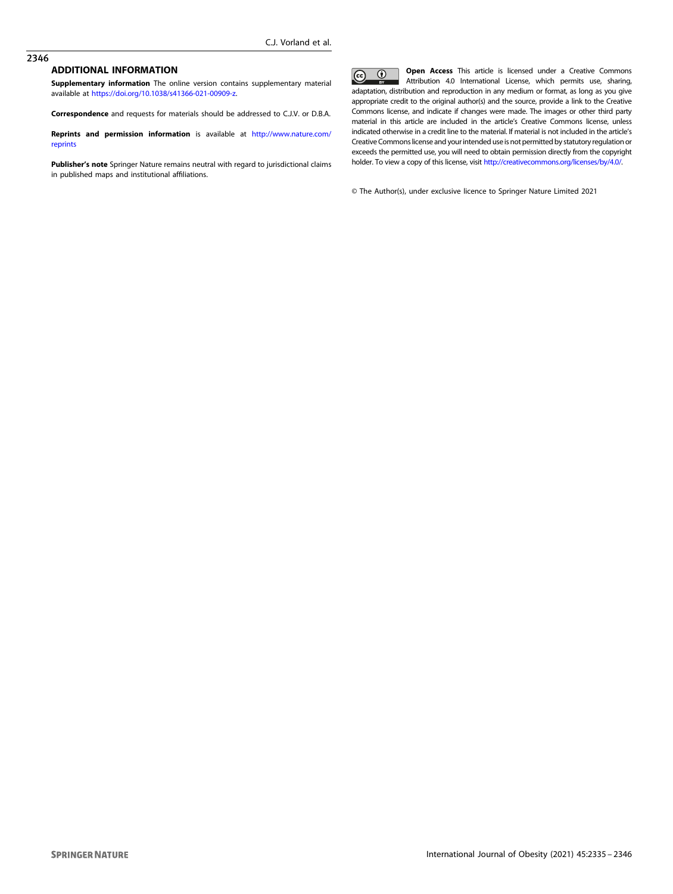## ADDITIONAL INFORMATION

**Supplementary information** The online version contains supplementary material available at https://doi.org/10.1038/s41366-021-00909-z.

**Correspondence** and requests for materials should be addressed to C.J.V. or D.B.A.

**Reprints and permission information** is available at http://www.nature.com/reprints

**Publisher's note** Springer Nature remains neutral with regard to jurisdictional claims in published maps and institutional affiliations.

**Open Access** This article is licensed under a Creative Commons Attribution 4.0 International License, which permits use, sharing, adaptation, distribution and reproduction in any medium or format, as long as you give appropriate credit to the original author(s) and the source, provide a link to the Creative Commons license, and indicate if changes were made. The images or other third party material in this article are included in the article's Creative Commons license, unless indicated otherwise in a credit line to the material. If material is not included in the article's Creative Commons license and your intended use is not permitted by statutory regulation or exceeds the permitted use, you will need to obtain permission directly from the copyright holder. To view a copy of this license, visit http://creativecommons.org/licenses/by/4.0/.

© The Author(s), under exclusive licence to Springer Nature Limited 2021